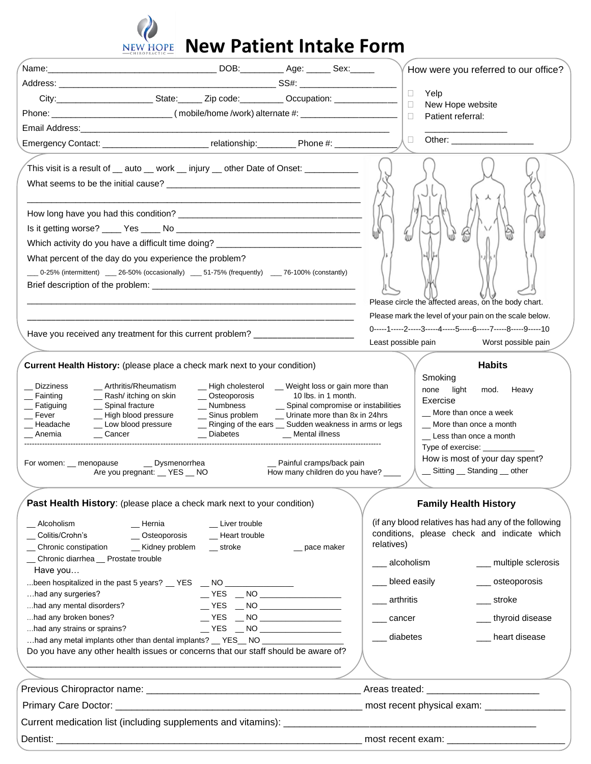# New Patient Intake Form

Name:___________________________________ DOB:_________ Age: _____ Sex:_____

Address: ____________________________________________ SS#: ____________________

City:____________________ State:_____ Zip code:_________ Occupation: _____________

Phone: ________________________ ( mobile/home /work) alternate #: ____________________

Email Address:_________________________________________________________________

Emergency Contact: _____________________ relationship:________ Phone #: _____________

How were you referred to our office?

- Yelp
- New Hope website
- Patient referral: _________________
- Other: _________________

This visit is a result of __ auto __ work __ injury __ other Date of Onset: ___________

What seems to be the initial cause? _______________________________________

_________________________________________________________________

How long have you had this condition? _____________________________________

Is it getting worse? ____ Yes ____ No ______________________________________

Which activity do you have a difficult time doing? ____________________________

What percent of the day do you experience the problem?

___ 0-25% (intermittent) ___ 26-50% (occasionally) ___ 51-75% (frequently) ___ 76-100% (constantly)

Brief description of the problem: __________________________________________

_________________________________________________________________

_________________________________________________________________

Have you received any treatment for this current problem? ____________________

Please circle the affected areas, on the body chart.

Please mark the level of your pain on the scale below.

0-----1-----2-----3-----4-----5-----6-----7-----8-----9-----10

Least possible pain Worst possible pain

**Current Health History:** (please place a check mark next to your condition)

| | | | |
|---|---|---|---|
| __ Dizziness | __ Arthritis/Rheumatism | __ High cholesterol | __ Weight loss or gain more than 10 lbs. in 1 month. |
| __ Fainting | __ Rash/ itching on skin | __ Osteoporosis | |
| __ Fatiguing | __ Spinal fracture | __ Numbness | __ Spinal compromise or instabilities |
| __ Fever | __ High blood pressure | __ Sinus problem | __ Urinate more than 8x in 24hrs |
| __ Headache | __ Low blood pressure | __ Ringing of the ears | __ Sudden weakness in arms or legs |
| __ Anemia | __ Cancer | __ Diabetes | __ Mental illness |

For women: __ menopause __ Dysmenorrhea __ Painful cramps/back pain

Are you pregnant: __ YES __ NO How many children do you have? ____

**Habits**

Smoking

none light mod. Heavy

Exercise

__ More than once a week

__ More than once a month

__ Less than once a month

Type of exercise: ____________

How is most of your day spent?

__ Sitting __ Standing __ other

**Past Health History**: (please place a check mark next to your condition)

| | | | |
|---|---|---|---|
| __ Alcoholism | __ Hernia | __ Liver trouble | |
| __ Colitis/Crohn's | __ Osteoporosis | __ Heart trouble | |
| __ Chronic constipation | __ Kidney problem | __ stroke | __ pace maker |
| __ Chronic diarrhea | __ Prostate trouble | | |

Have you…

...been hospitalized in the past 5 years? __ YES __ NO _______________

…had any surgeries? __ YES __ NO __________________

...had any mental disorders? __ YES __ NO __________________

...had any broken bones? __ YES __ NO __________________

...had any strains or sprains? __ YES __ NO __________________

…had any metal implants other than dental implants? __ YES__ NO __________________

Do you have any other health issues or concerns that our staff should be aware of?

_________________________________________________________________

**Family Health History**

(if any blood relatives has had any of the following conditions, please check and indicate which relatives)

| | |
|---|---|
| ___ alcoholism | ___ multiple sclerosis |
| ___ bleed easily | ___ osteoporosis |
| ___ arthritis | ___ stroke |
| ___ cancer | ___ thyroid disease |
| ___ diabetes | ___ heart disease |

Previous Chiropractor name: ________________________________________ Areas treated: _____________________

Primary Care Doctor: _______________________________________________ most recent physical exam: _______________

Current medication list (including supplements and vitamins): _______________________________________________

Dentist: ___________________________________________________________ most recent exam: ______________________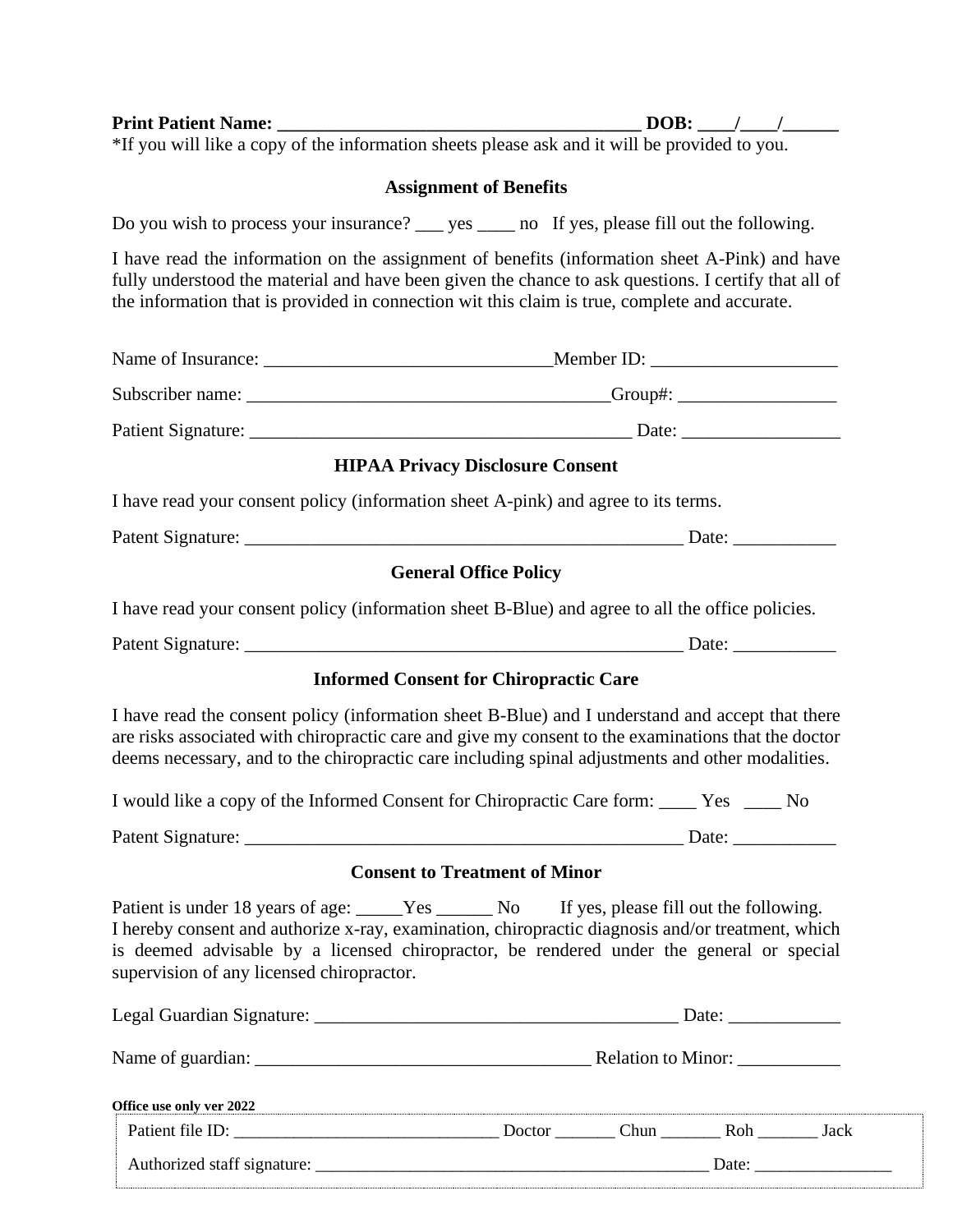**Print Patient Name: ________________________________________ DOB: ____/____/______**

*If you will like a copy of the information sheets please ask and it will be provided to you.

## Assignment of Benefits

Do you wish to process your insurance? ___ yes ____ no If yes, please fill out the following.

I have read the information on the assignment of benefits (information sheet A-Pink) and have fully understood the material and have been given the chance to ask questions. I certify that all of the information that is provided in connection wit this claim is true, complete and accurate.

Name of Insurance: _______________________________Member ID: ____________________

Subscriber name: ________________________________________Group#: _________________

Patient Signature: __________________________________________ Date: _________________

## HIPAA Privacy Disclosure Consent

I have read your consent policy (information sheet A-pink) and agree to its terms.

Patent Signature: _________________________________________________ Date: ___________

## General Office Policy

I have read your consent policy (information sheet B-Blue) and agree to all the office policies.

Patent Signature: _________________________________________________ Date: ___________

## Informed Consent for Chiropractic Care

I have read the consent policy (information sheet B-Blue) and I understand and accept that there are risks associated with chiropractic care and give my consent to the examinations that the doctor deems necessary, and to the chiropractic care including spinal adjustments and other modalities.

I would like a copy of the Informed Consent for Chiropractic Care form: ____ Yes ____ No

Patent Signature: _________________________________________________ Date: ___________

## Consent to Treatment of Minor

Patient is under 18 years of age: _____Yes ______ No If yes, please fill out the following.
I hereby consent and authorize x-ray, examination, chiropractic diagnosis and/or treatment, which is deemed advisable by a licensed chiropractor, be rendered under the general or special supervision of any licensed chiropractor.

Legal Guardian Signature: ________________________________________ Date: ____________

Name of guardian: _____________________________________ Relation to Minor: ___________

**Office use only ver 2022**

Patient file ID: ______________________________ Doctor _______ Chun _______ Roh _______ Jack

Authorized staff signature: ____________________________________________ Date: ________________